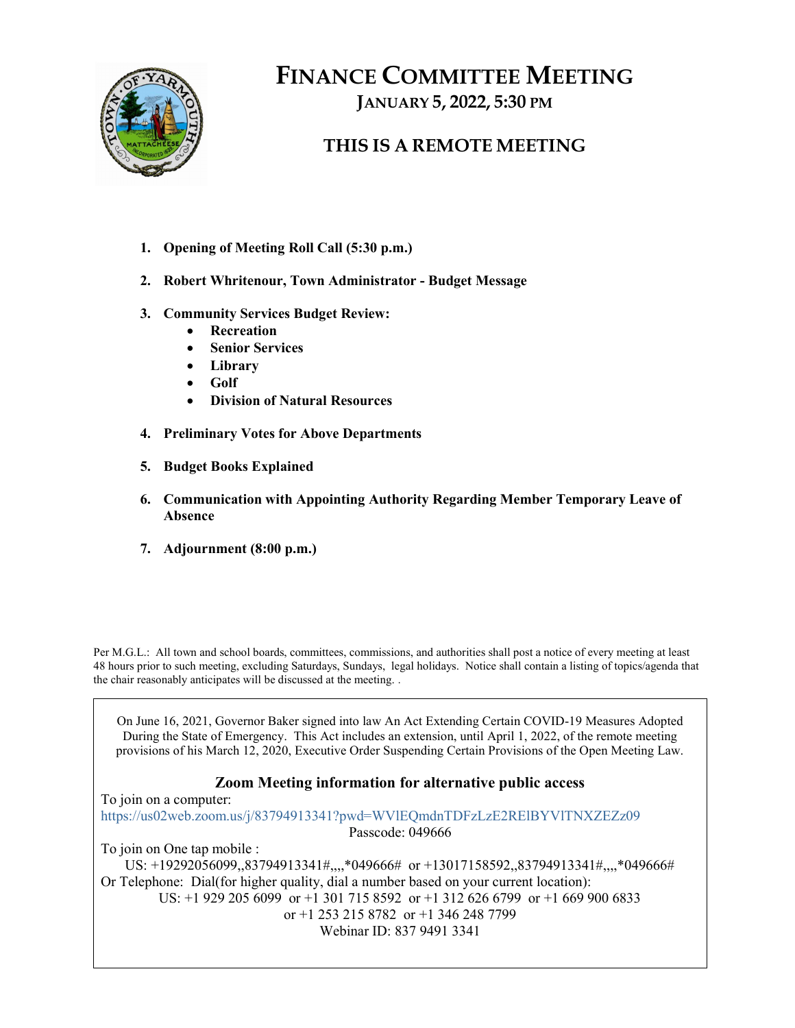# Finance Committee Meeting

## January 5, 2022, 5:30 PM

## THIS IS A REMOTE MEETING

1. **Opening of Meeting Roll Call (5:30 p.m.)**
2. **Robert Whritenour, Town Administrator - Budget Message**
3. **Community Services Budget Review:**
   - **Recreation**
   - **Senior Services**
   - **Library**
   - **Golf**
   - **Division of Natural Resources**
4. **Preliminary Votes for Above Departments**
5. **Budget Books Explained**
6. **Communication with Appointing Authority Regarding Member Temporary Leave of Absence**
7. **Adjournment (8:00 p.m.)**

Per M.G.L.: All town and school boards, committees, commissions, and authorities shall post a notice of every meeting at least 48 hours prior to such meeting, excluding Saturdays, Sundays, legal holidays. Notice shall contain a listing of topics/agenda that the chair reasonably anticipates will be discussed at the meeting. .

On June 16, 2021, Governor Baker signed into law An Act Extending Certain COVID-19 Measures Adopted During the State of Emergency. This Act includes an extension, until April 1, 2022, of the remote meeting provisions of his March 12, 2020, Executive Order Suspending Certain Provisions of the Open Meeting Law.

**Zoom Meeting information for alternative public access**

To join on a computer:
https://us02web.zoom.us/j/83794913341?pwd=WVlEQmdnTDFzLzE2RElBYVlTNXZEZz09
Passcode: 049666

To join on One tap mobile :
US: +19292056099,,83794913341#,,,,*049666# or +13017158592,,83794913341#,,,,*049666#

Or Telephone: Dial(for higher quality, dial a number based on your current location):
US: +1 929 205 6099 or +1 301 715 8592 or +1 312 626 6799 or +1 669 900 6833 or +1 253 215 8782 or +1 346 248 7799
Webinar ID: 837 9491 3341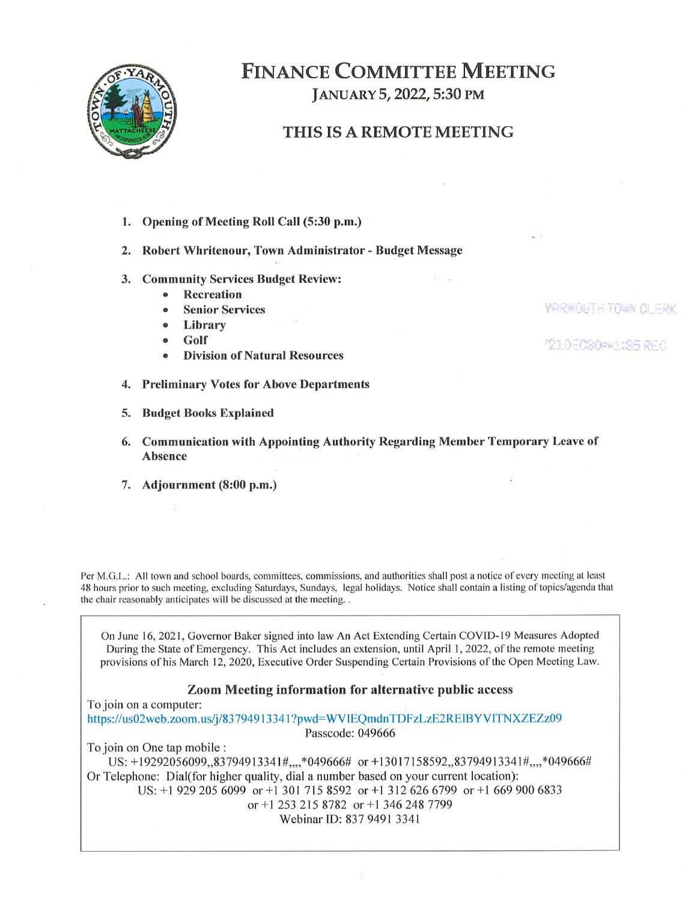# FINANCE COMMITTEE MEETING

## JANUARY 5, 2022, 5:30 PM

## THIS IS A REMOTE MEETING

YARMOUTH TOWN CLERK

'21DEC30PM1:35 REC

1. **Opening of Meeting Roll Call (5:30 p.m.)**
2. **Robert Whritenour, Town Administrator - Budget Message**
3. **Community Services Budget Review:**
   - **Recreation**
   - **Senior Services**
   - **Library**
   - **Golf**
   - **Division of Natural Resources**
4. **Preliminary Votes for Above Departments**
5. **Budget Books Explained**
6. **Communication with Appointing Authority Regarding Member Temporary Leave of Absence**
7. **Adjournment (8:00 p.m.)**

Per M.G.L.: All town and school boards, committees, commissions, and authorities shall post a notice of every meeting at least 48 hours prior to such meeting, excluding Saturdays, Sundays, legal holidays. Notice shall contain a listing of topics/agenda that the chair reasonably anticipates will be discussed at the meeting. .

On June 16, 2021, Governor Baker signed into law An Act Extending Certain COVID-19 Measures Adopted During the State of Emergency. This Act includes an extension, until April 1, 2022, of the remote meeting provisions of his March 12, 2020, Executive Order Suspending Certain Provisions of the Open Meeting Law.

**Zoom Meeting information for alternative public access**

To join on a computer:
https://us02web.zoom.us/j/83794913341?pwd=WVlEQmdnTDFzLzE2RElBYVlTNXZEZz09
Passcode: 049666

To join on One tap mobile :
US: +19292056099,,83794913341#,,,,*049666# or +13017158592,,83794913341#,,,,*049666#

Or Telephone: Dial(for higher quality, dial a number based on your current location):
US: +1 929 205 6099 or +1 301 715 8592 or +1 312 626 6799 or +1 669 900 6833 or +1 253 215 8782 or +1 346 248 7799
Webinar ID: 837 9491 3341